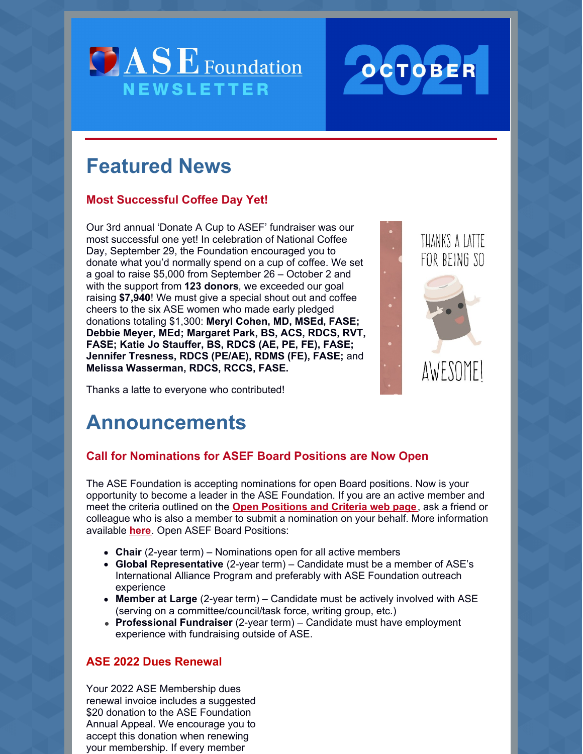# ASE Foundation NEWSLETTER

# OCTOBER 2021

## Featured News

### Most Successful Coffee Day Yet!

Our 3rd annual 'Donate A Cup to ASEF' fundraiser was our most successful one yet! In celebration of National Coffee Day, September 29, the Foundation encouraged you to donate what you'd normally spend on a cup of coffee. We set a goal to raise $5,000 from September 26 – October 2 and with the support from **123 donors**, we exceeded our goal raising **$7,940**! We must give a special shout out and coffee cheers to the six ASE women who made early pledged donations totaling $1,300: **Meryl Cohen, MD, MSEd, FASE; Debbie Meyer, MEd; Margaret Park, BS, ACS, RDCS, RVT, FASE; Katie Jo Stauffer, BS, RDCS (AE, PE, FE), FASE; Jennifer Tresness, RDCS (PE/AE), RDMS (FE), FASE;** and **Melissa Wasserman, RDCS, RCCS, FASE.**

Thanks a latte to everyone who contributed!

THANKS A LATTE FOR BEING SO AWESOME!

## Announcements

### Call for Nominations for ASEF Board Positions are Now Open

The ASE Foundation is accepting nominations for open Board positions. Now is your opportunity to become a leader in the ASE Foundation. If you are an active member and meet the criteria outlined on the **Open Positions and Criteria web page**, ask a friend or colleague who is also a member to submit a nomination on your behalf. More information available **here**. Open ASEF Board Positions:

- **Chair** (2-year term) – Nominations open for all active members
- **Global Representative** (2-year term) – Candidate must be a member of ASE's International Alliance Program and preferably with ASE Foundation outreach experience
- **Member at Large** (2-year term) – Candidate must be actively involved with ASE (serving on a committee/council/task force, writing group, etc.)
- **Professional Fundraiser** (2-year term) – Candidate must have employment experience with fundraising outside of ASE.

### ASE 2022 Dues Renewal

Your 2022 ASE Membership dues renewal invoice includes a suggested $20 donation to the ASE Foundation Annual Appeal. We encourage you to accept this donation when renewing your membership. If every member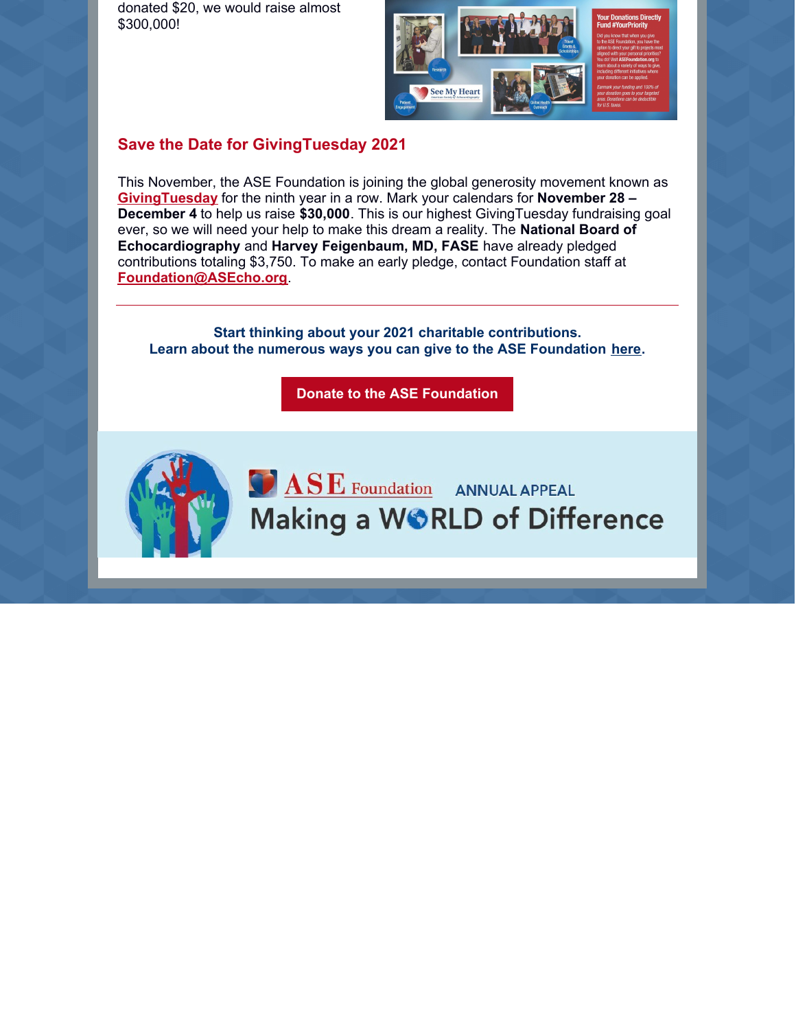donated $20, we would raise almost $300,000!

## Save the Date for GivingTuesday 2021

This November, the ASE Foundation is joining the global generosity movement known as GivingTuesday for the ninth year in a row. Mark your calendars for **November 28 – December 4** to help us raise **$30,000**. This is our highest GivingTuesday fundraising goal ever, so we will need your help to make this dream a reality. The **National Board of Echocardiography** and **Harvey Feigenbaum, MD, FASE** have already pledged contributions totaling $3,750. To make an early pledge, contact Foundation staff at Foundation@ASEcho.org.

---

**Start thinking about your 2021 charitable contributions.**
**Learn about the numerous ways you can give to the ASE Foundation here.**

**Donate to the ASE Foundation**

ASE Foundation ANNUAL APPEAL
Making a WORLD of Difference